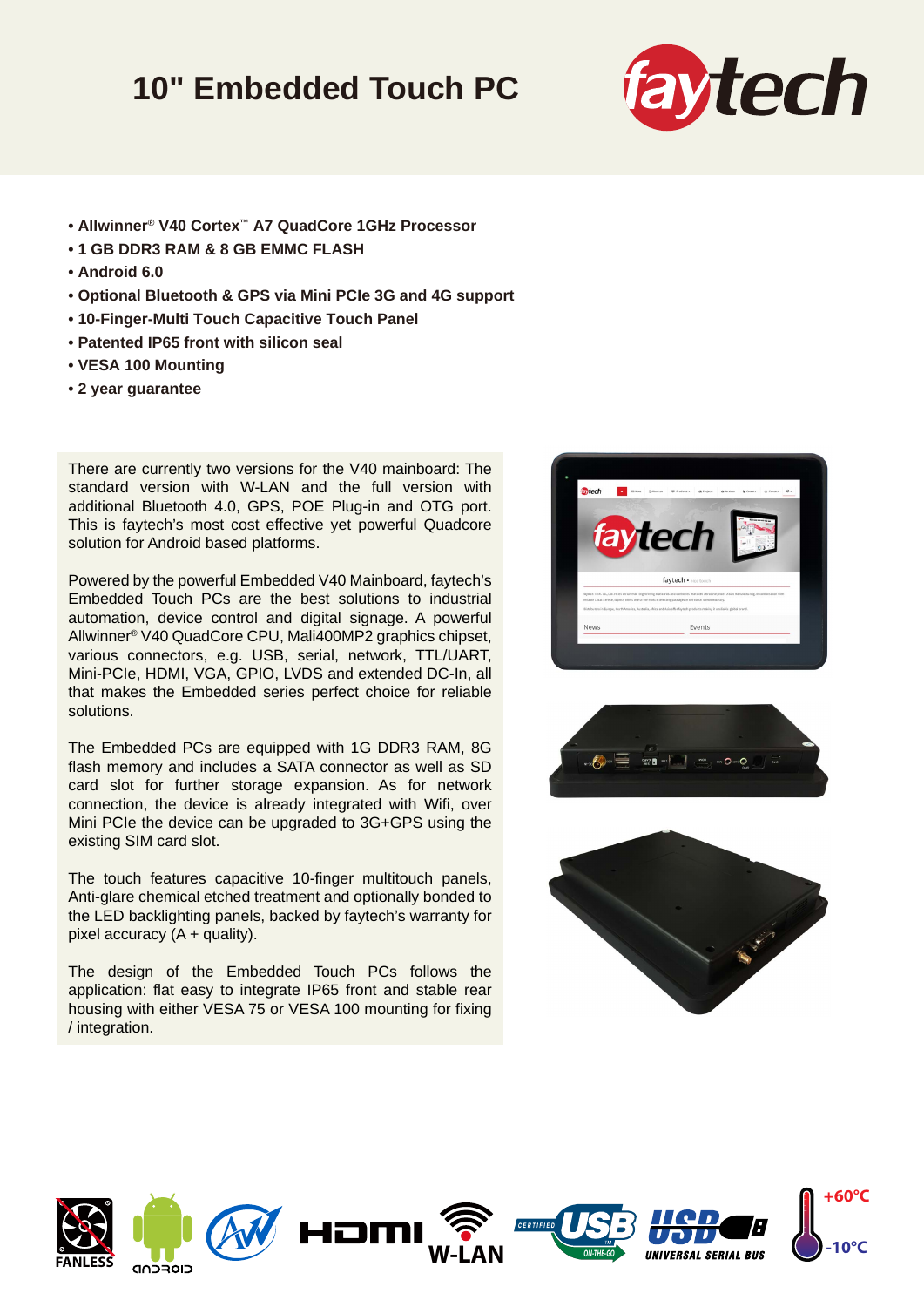# 10" Embedded Touch PC

- Allwinner® V40 Cortex™ A7 QuadCore 1GHz Processor
- 1 GB DDR3 RAM & 8 GB EMMC FLASH
- Android 6.0
- Optional Bluetooth & GPS via Mini PCIe 3G and 4G support
- 10-Finger-Multi Touch Capacitive Touch Panel
- Patented IP65 front with silicon seal
- VESA 100 Mounting
- 2 year guarantee

There are currently two versions for the V40 mainboard: The standard version with W-LAN and the full version with additional Bluetooth 4.0, GPS, POE Plug-in and OTG port. This is faytech's most cost effective yet powerful Quadcore solution for Android based platforms.

Powered by the powerful Embedded V40 Mainboard, faytech's Embedded Touch PCs are the best solutions to industrial automation, device control and digital signage. A powerful Allwinner® V40 QuadCore CPU, Mali400MP2 graphics chipset, various connectors, e.g. USB, serial, network, TTL/UART, Mini-PCIe, HDMI, VGA, GPIO, LVDS and extended DC-In, all that makes the Embedded series perfect choice for reliable solutions.

The Embedded PCs are equipped with 1G DDR3 RAM, 8G flash memory and includes a SATA connector as well as SD card slot for further storage expansion. As for network connection, the device is already integrated with Wifi, over Mini PCIe the device can be upgraded to 3G+GPS using the existing SIM card slot.

The touch features capacitive 10-finger multitouch panels, Anti-glare chemical etched treatment and optionally bonded to the LED backlighting panels, backed by faytech's warranty for pixel accuracy (A + quality).

The design of the Embedded Touch PCs follows the application: flat easy to integrate IP65 front and stable rear housing with either VESA 75 or VESA 100 mounting for fixing / integration.

FANLESS

ANDROID

HDMI

W-LAN

CERTIFIED USB ON-THE-GO

USB UNIVERSAL SERIAL BUS

+60°C

-10°C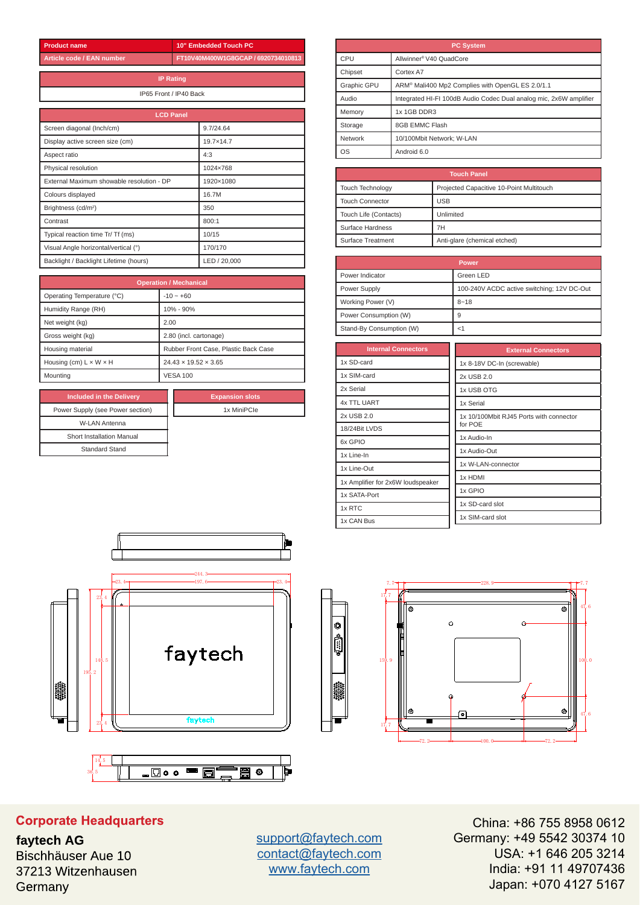| Product name | 10" Embedded Touch PC |
|---|---|
| Article code / EAN number | FT10V40M400W1G8GCAP / 6920734010813 |

| IP Rating |
|---|
| IP65 Front / IP40 Back |

| LCD Panel | |
|---|---|
| Screen diagonal (Inch/cm) | 9.7/24.64 |
| Display active screen size (cm) | 19.7×14.7 |
| Aspect ratio | 4:3 |
| Physical resolution | 1024×768 |
| External Maximum showable resolution - DP | 1920×1080 |
| Colours displayed | 16.7M |
| Brightness (cd/m²) | 350 |
| Contrast | 800:1 |
| Typical reaction time Tr/ Tf (ms) | 10/15 |
| Visual Angle horizontal/vertical (°) | 170/170 |
| Backlight / Backlight Lifetime (hours) | LED / 20,000 |

| Operation / Mechanical | |
|---|---|
| Operating Temperature (°C) | -10 ~ +60 |
| Humidity Range (RH) | 10% - 90% |
| Net weight (kg) | 2.00 |
| Gross weight (kg) | 2.80 (incl. cartonage) |
| Housing material | Rubber Front Case, Plastic Back Case |
| Housing (cm) L × W × H | 24.43 × 19.52 × 3.65 |
| Mounting | VESA 100 |

| Included in the Delivery |
|---|
| Power Supply (see Power section) |
| W-LAN Antenna |
| Short Installation Manual |
| Standard Stand |

| Expansion slots |
|---|
| 1x MiniPCIe |

| PC System | |
|---|---|
| CPU | Allwinner® V40 QuadCore |
| Chipset | Cortex A7 |
| Graphic GPU | ARM® Mali400 Mp2 Complies with OpenGL ES 2.0/1.1 |
| Audio | Integrated HI-FI 100dB Audio Codec Dual analog mic, 2x6W amplifier |
| Memory | 1x 1GB DDR3 |
| Storage | 8GB EMMC Flash |
| Network | 10/100Mbit Network; W-LAN |
| OS | Android 6.0 |

| Touch Panel | |
|---|---|
| Touch Technology | Projected Capacitive 10-Point Multitouch |
| Touch Connector | USB |
| Touch Life (Contacts) | Unlimited |
| Surface Hardness | 7H |
| Surface Treatment | Anti-glare (chemical etched) |

| Power | |
|---|---|
| Power Indicator | Green LED |
| Power Supply | 100-240V ACDC active switching; 12V DC-Out |
| Working Power (V) | 8~18 |
| Power Consumption (W) | 9 |
| Stand-By Consumption (W) | <1 |

| Internal Connectors |
|---|
| 1x SD-card |
| 1x SIM-card |
| 2x Serial |
| 4x TTL UART |
| 2x USB 2.0 |
| 18/24Bit LVDS |
| 6x GPIO |
| 1x Line-In |
| 1x Line-Out |
| 1x Amplifier for 2x6W loudspeaker |
| 1x SATA-Port |
| 1x RTC |
| 1x CAN Bus |

| External Connectors |
|---|
| 1x 8-18V DC-In (screwable) |
| 2x USB 2.0 |
| 1x USB OTG |
| 1x Serial |
| 1x 10/100Mbit RJ45 Ports with connector for POE |
| 1x Audio-In |
| 1x Audio-Out |
| 1x W-LAN-connector |
| 1x HDMI |
| 1x GPIO |
| 1x SD-card slot |
| 1x SIM-card slot |

244.3
197.6
23.4
23.4
27.4
148.5
195.2
27.4
faytech
228.9
7.7
7.7
17.7
47.6
150.9
100.0
47.6
17.7
72.2
100.0
72.2
14.5
36.5

## Corporate Headquarters

**faytech AG**
Bischhäuser Aue 10
37213 Witzenhausen
Germany

support@faytech.com
contact@faytech.com
www.faytech.com

China: +86 755 8958 0612
Germany: +49 5542 30374 10
USA: +1 646 205 3214
India: +91 11 49707436
Japan: +070 4127 5167